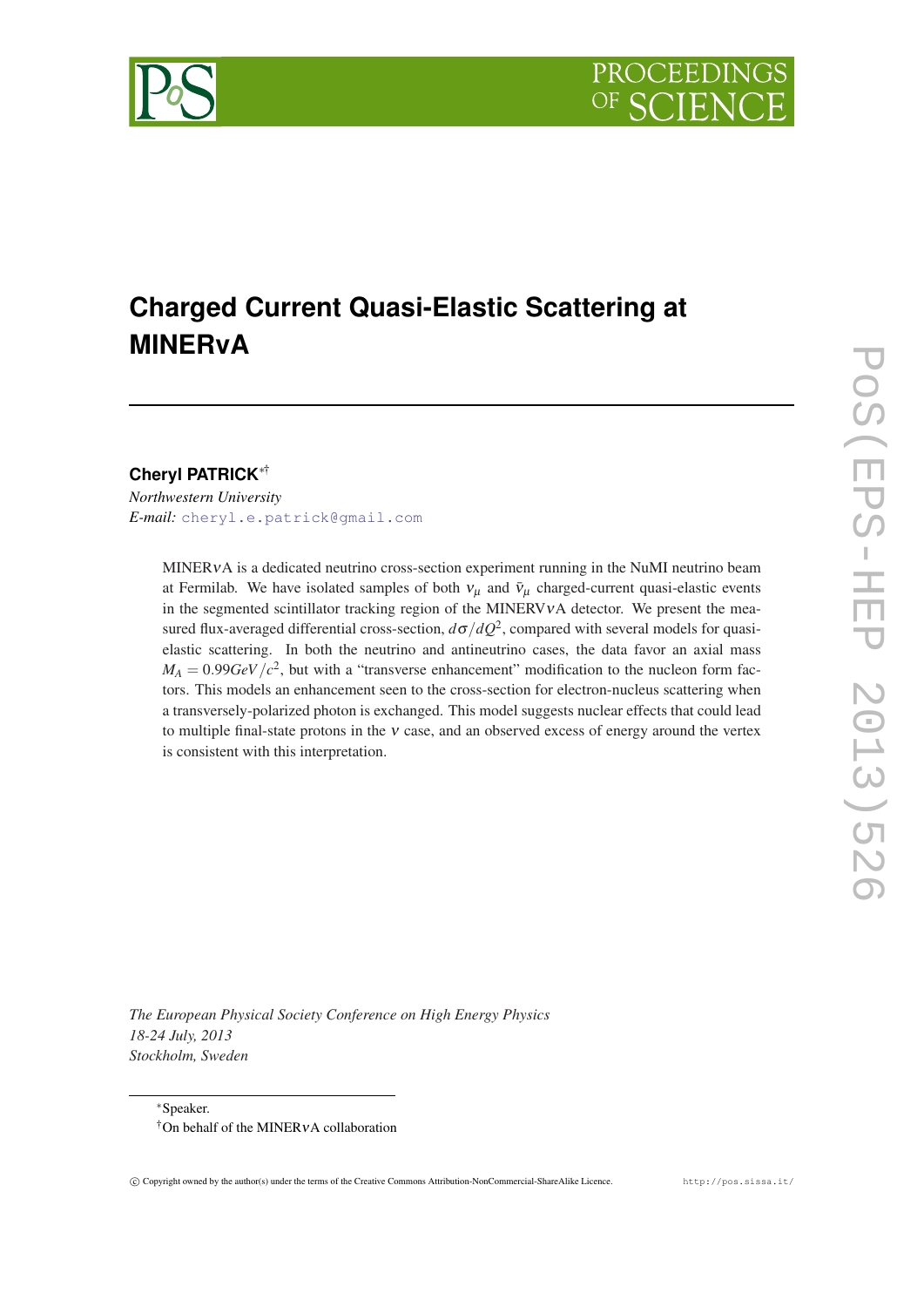# Charged Current Quasi-Elastic Scattering at MINERvA

**Cheryl PATRICK**[∗†]

*Northwestern University*
*E-mail:* cheryl.e.patrick@gmail.com

MINER$\nu$A is a dedicated neutrino cross-section experiment running in the NuMI neutrino beam at Fermilab. We have isolated samples of both $\nu_\mu$ and $\bar{\nu}_\mu$ charged-current quasi-elastic events in the segmented scintillator tracking region of the MINERV$\nu$A detector. We present the measured flux-averaged differential cross-section, $d\sigma/dQ^2$, compared with several models for quasi-elastic scattering. In both the neutrino and antineutrino cases, the data favor an axial mass $M_A = 0.99 GeV/c^2$, but with a "transverse enhancement" modification to the nucleon form factors. This models an enhancement seen to the cross-section for electron-nucleus scattering when a transversely-polarized photon is exchanged. This model suggests nuclear effects that could lead to multiple final-state protons in the $\nu$ case, and an observed excess of energy around the vertex is consistent with this interpretation.

*The European Physical Society Conference on High Energy Physics*
*18-24 July, 2013*
*Stockholm, Sweden*

∗Speaker.
†On behalf of the MINER$\nu$A collaboration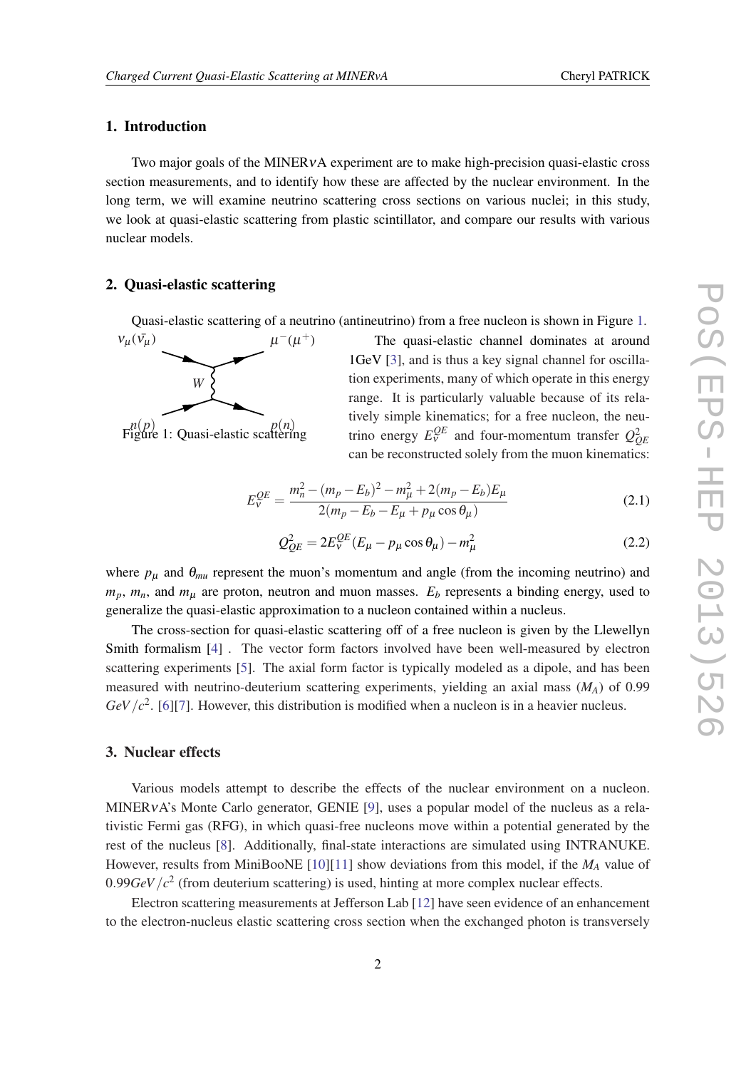## 1. Introduction

Two major goals of the MINER$\nu$A experiment are to make high-precision quasi-elastic cross section measurements, and to identify how these are affected by the nuclear environment. In the long term, we will examine neutrino scattering cross sections on various nuclei; in this study, we look at quasi-elastic scattering from plastic scintillator, and compare our results with various nuclear models.

## 2. Quasi-elastic scattering

Quasi-elastic scattering of a neutrino (antineutrino) from a free nucleon is shown in Figure 1.

Figure 1: Quasi-elastic scattering

The quasi-elastic channel dominates at around 1GeV [3], and is thus a key signal channel for oscillation experiments, many of which operate in this energy range. It is particularly valuable because of its relatively simple kinematics; for a free nucleon, the neutrino energy $E_\nu^{QE}$ and four-momentum transfer $Q^2_{QE}$ can be reconstructed solely from the muon kinematics:

$$E_\nu^{QE} = \frac{m_n^2 - (m_p - E_b)^2 - m_\mu^2 + 2(m_p - E_b)E_\mu}{2(m_p - E_b - E_\mu + p_\mu \cos\theta_\mu)} \tag{2.1}$$

$$Q^2_{QE} = 2E_\nu^{QE}(E_\mu - p_\mu \cos\theta_\mu) - m_\mu^2 \tag{2.2}$$

where $p_\mu$ and $\theta_{mu}$ represent the muon's momentum and angle (from the incoming neutrino) and $m_p$, $m_n$, and $m_\mu$ are proton, neutron and muon masses. $E_b$ represents a binding energy, used to generalize the quasi-elastic approximation to a nucleon contained within a nucleus.

The cross-section for quasi-elastic scattering off of a free nucleon is given by the Llewellyn Smith formalism [4] . The vector form factors involved have been well-measured by electron scattering experiments [5]. The axial form factor is typically modeled as a dipole, and has been measured with neutrino-deuterium scattering experiments, yielding an axial mass ($M_A$) of 0.99 $GeV/c^2$. [6][7]. However, this distribution is modified when a nucleon is in a heavier nucleus.

## 3. Nuclear effects

Various models attempt to describe the effects of the nuclear environment on a nucleon. MINER$\nu$A's Monte Carlo generator, GENIE [9], uses a popular model of the nucleus as a relativistic Fermi gas (RFG), in which quasi-free nucleons move within a potential generated by the rest of the nucleus [8]. Additionally, final-state interactions are simulated using INTRANUKE. However, results from MiniBooNE [10][11] show deviations from this model, if the $M_A$ value of $0.99GeV/c^2$ (from deuterium scattering) is used, hinting at more complex nuclear effects.

Electron scattering measurements at Jefferson Lab [12] have seen evidence of an enhancement to the electron-nucleus elastic scattering cross section when the exchanged photon is transversely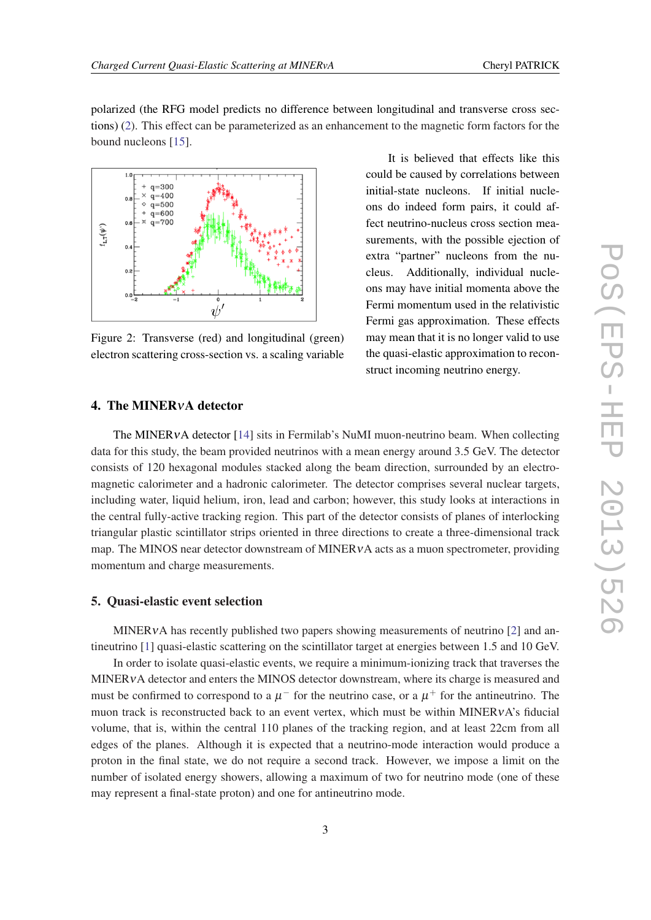polarized (the RFG model predicts no difference between longitudinal and transverse cross sections) (2). This effect can be parameterized as an enhancement to the magnetic form factors for the bound nucleons [15].

Figure 2: Transverse (red) and longitudinal (green) electron scattering cross-section vs. a scaling variable

It is believed that effects like this could be caused by correlations between initial-state nucleons. If initial nucleons do indeed form pairs, it could affect neutrino-nucleus cross section measurements, with the possible ejection of extra "partner" nucleons from the nucleus. Additionally, individual nucleons may have initial momenta above the Fermi momentum used in the relativistic Fermi gas approximation. These effects may mean that it is no longer valid to use the quasi-elastic approximation to reconstruct incoming neutrino energy.

## 4. The MINER$\nu$A detector

The MINER$\nu$A detector [14] sits in Fermilab's NuMI muon-neutrino beam. When collecting data for this study, the beam provided neutrinos with a mean energy around 3.5 GeV. The detector consists of 120 hexagonal modules stacked along the beam direction, surrounded by an electromagnetic calorimeter and a hadronic calorimeter. The detector comprises several nuclear targets, including water, liquid helium, iron, lead and carbon; however, this study looks at interactions in the central fully-active tracking region. This part of the detector consists of planes of interlocking triangular plastic scintillator strips oriented in three directions to create a three-dimensional track map. The MINOS near detector downstream of MINER$\nu$A acts as a muon spectrometer, providing momentum and charge measurements.

## 5. Quasi-elastic event selection

MINER$\nu$A has recently published two papers showing measurements of neutrino [2] and antineutrino [1] quasi-elastic scattering on the scintillator target at energies between 1.5 and 10 GeV.

In order to isolate quasi-elastic events, we require a minimum-ionizing track that traverses the MINER$\nu$A detector and enters the MINOS detector downstream, where its charge is measured and must be confirmed to correspond to a $\mu^-$ for the neutrino case, or a $\mu^+$ for the antineutrino. The muon track is reconstructed back to an event vertex, which must be within MINER$\nu$A's fiducial volume, that is, within the central 110 planes of the tracking region, and at least 22cm from all edges of the planes. Although it is expected that a neutrino-mode interaction would produce a proton in the final state, we do not require a second track. However, we impose a limit on the number of isolated energy showers, allowing a maximum of two for neutrino mode (one of these may represent a final-state proton) and one for antineutrino mode.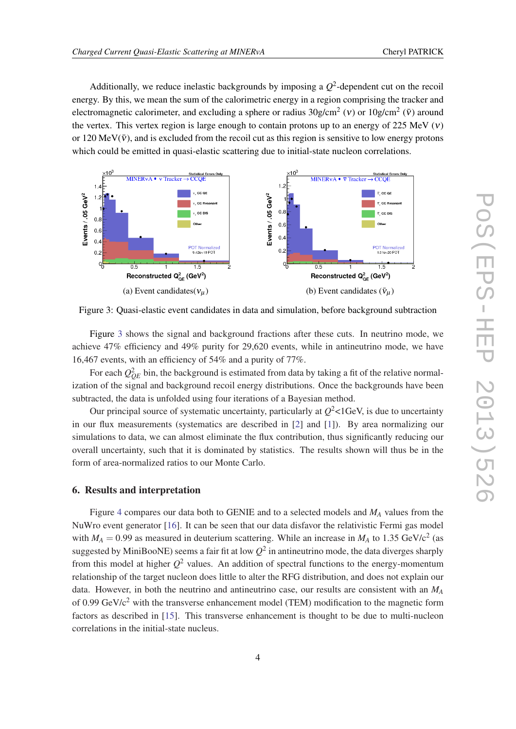Additionally, we reduce inelastic backgrounds by imposing a $Q^2$-dependent cut on the recoil energy. By this, we mean the sum of the calorimetric energy in a region comprising the tracker and electromagnetic calorimeter, and excluding a sphere or radius 30g/cm$^2$ ($\nu$) or 10g/cm$^2$ ($\bar{\nu}$) around the vertex. This vertex region is large enough to contain protons up to an energy of 225 MeV ($\nu$) or 120 MeV($\bar{\nu}$), and is excluded from the recoil cut as this region is sensitive to low energy protons which could be emitted in quasi-elastic scattering due to initial-state nucleon correlations.

(a) Event candidates($\nu_\mu$)

(b) Event candidates ($\bar{\nu}_\mu$)

Figure 3: Quasi-elastic event candidates in data and simulation, before background subtraction

Figure 3 shows the signal and background fractions after these cuts. In neutrino mode, we achieve 47% efficiency and 49% purity for 29,620 events, while in antineutrino mode, we have 16,467 events, with an efficiency of 54% and a purity of 77%.

For each $Q^2_{QE}$ bin, the background is estimated from data by taking a fit of the relative normalization of the signal and background recoil energy distributions. Once the backgrounds have been subtracted, the data is unfolded using four iterations of a Bayesian method.

Our principal source of systematic uncertainty, particularly at $Q^2$<1GeV, is due to uncertainty in our flux measurements (systematics are described in [2] and [1]). By area normalizing our simulations to data, we can almost eliminate the flux contribution, thus significantly reducing our overall uncertainty, such that it is dominated by statistics. The results shown will thus be in the form of area-normalized ratios to our Monte Carlo.

## 6. Results and interpretation

Figure 4 compares our data both to GENIE and to a selected models and $M_A$ values from the NuWro event generator [16]. It can be seen that our data disfavor the relativistic Fermi gas model with $M_A = 0.99$ as measured in deuterium scattering. While an increase in $M_A$ to 1.35 GeV/c$^2$ (as suggested by MiniBooNE) seems a fair fit at low $Q^2$ in antineutrino mode, the data diverges sharply from this model at higher $Q^2$ values. An addition of spectral functions to the energy-momentum relationship of the target nucleon does little to alter the RFG distribution, and does not explain our data. However, in both the neutrino and antineutrino case, our results are consistent with an $M_A$ of 0.99 GeV/c$^2$ with the transverse enhancement model (TEM) modification to the magnetic form factors as described in [15]. This transverse enhancement is thought to be due to multi-nucleon correlations in the initial-state nucleus.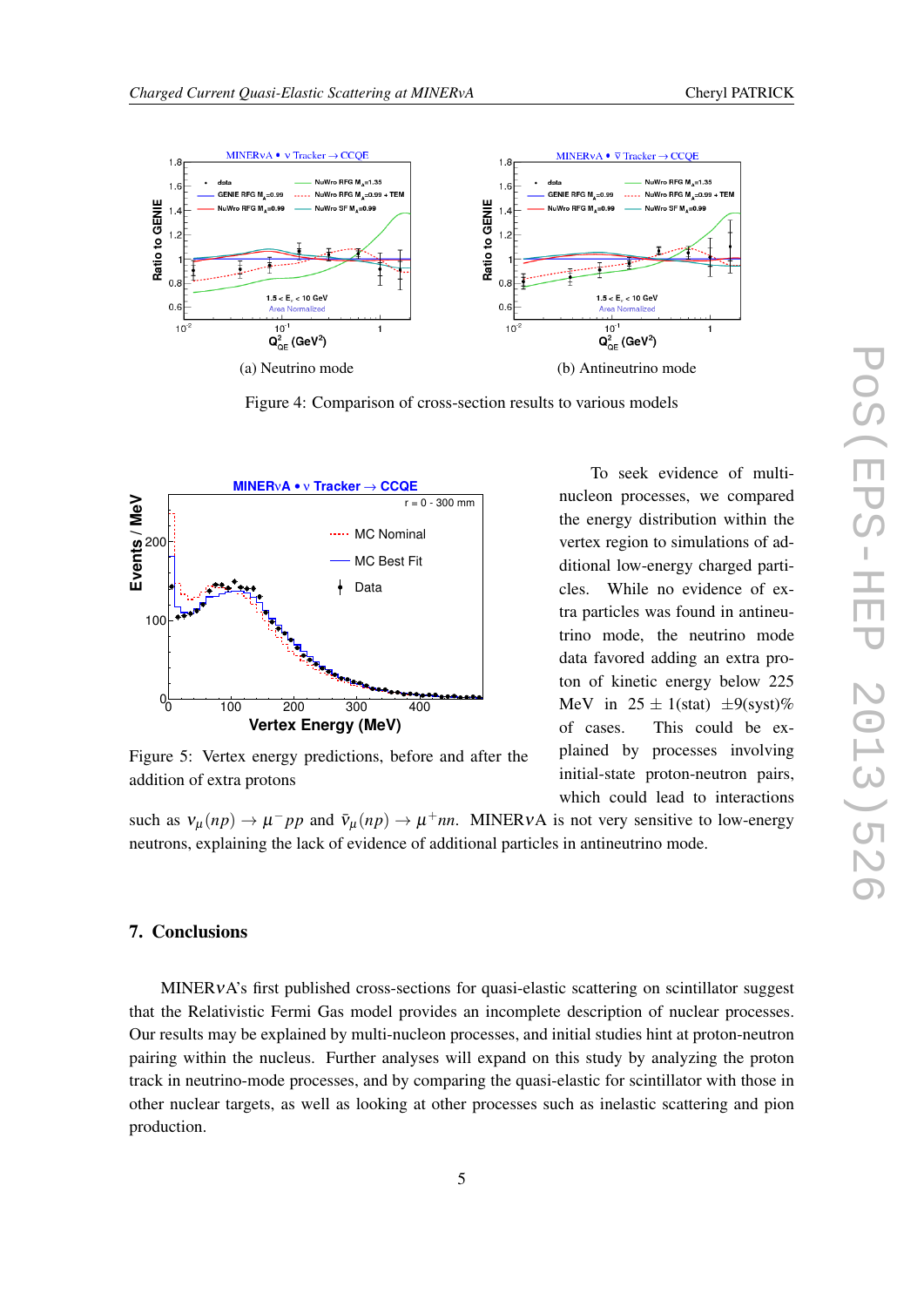(a) Neutrino mode

(b) Antineutrino mode

Figure 4: Comparison of cross-section results to various models

Figure 5: Vertex energy predictions, before and after the addition of extra protons

To seek evidence of multi-nucleon processes, we compared the energy distribution within the vertex region to simulations of additional low-energy charged particles. While no evidence of extra particles was found in antineutrino mode, the neutrino mode data favored adding an extra proton of kinetic energy below 225 MeV in $25 \pm 1(\text{stat}) \pm 9(\text{syst})\%$ of cases. This could be explained by processes involving initial-state proton-neutron pairs, which could lead to interactions such as $\nu_\mu(np) \rightarrow \mu^- pp$ and $\bar{\nu}_\mu(np) \rightarrow \mu^+ nn$. MINER$\nu$A is not very sensitive to low-energy neutrons, explaining the lack of evidence of additional particles in antineutrino mode.

## 7. Conclusions

MINER$\nu$A's first published cross-sections for quasi-elastic scattering on scintillator suggest that the Relativistic Fermi Gas model provides an incomplete description of nuclear processes. Our results may be explained by multi-nucleon processes, and initial studies hint at proton-neutron pairing within the nucleus. Further analyses will expand on this study by analyzing the proton track in neutrino-mode processes, and by comparing the quasi-elastic for scintillator with those in other nuclear targets, as well as looking at other processes such as inelastic scattering and pion production.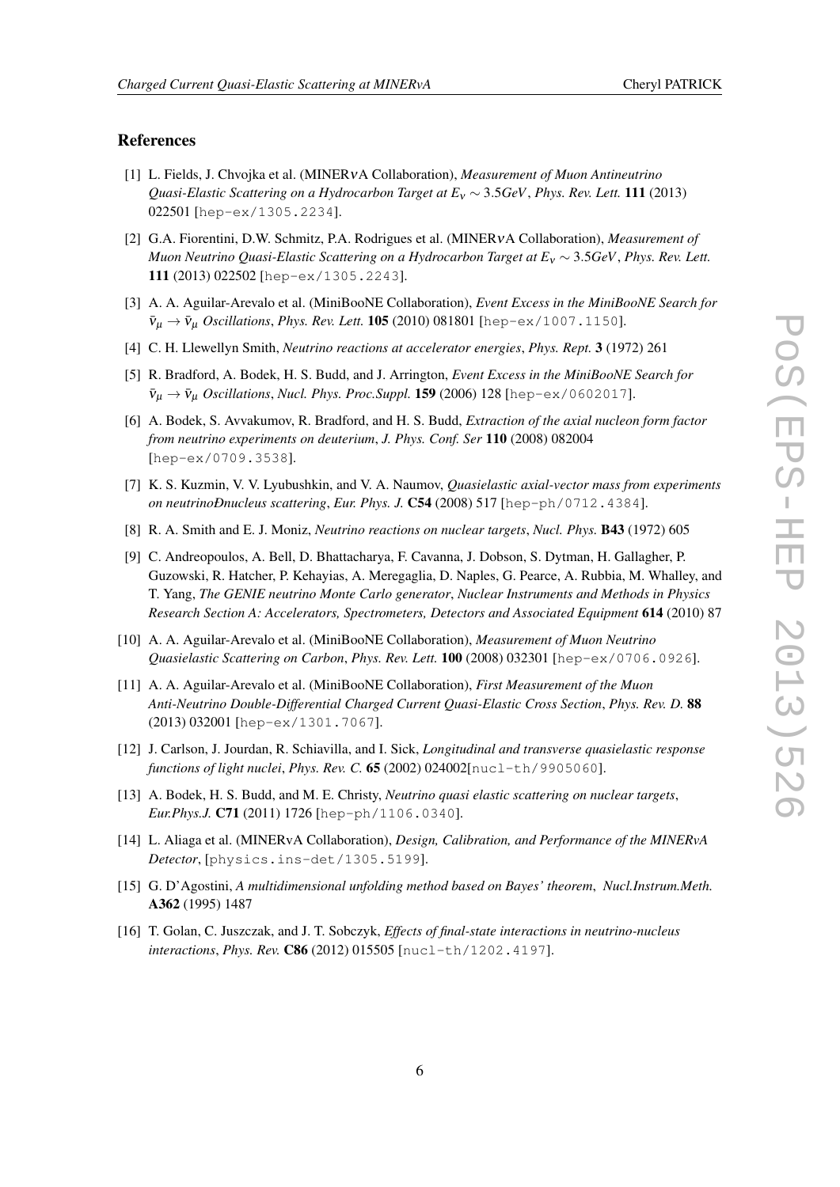## References

[1] L. Fields, J. Chvojka et al. (MINER$\nu$A Collaboration), *Measurement of Muon Antineutrino Quasi-Elastic Scattering on a Hydrocarbon Target at $E_\nu \sim 3.5 GeV$*, *Phys. Rev. Lett.* **111** (2013) 022501 [hep-ex/1305.2234].

[2] G.A. Fiorentini, D.W. Schmitz, P.A. Rodrigues et al. (MINER$\nu$A Collaboration), *Measurement of Muon Neutrino Quasi-Elastic Scattering on a Hydrocarbon Target at $E_\nu \sim 3.5 GeV$*, *Phys. Rev. Lett.* **111** (2013) 022502 [hep-ex/1305.2243].

[3] A. A. Aguilar-Arevalo et al. (MiniBooNE Collaboration), *Event Excess in the MiniBooNE Search for $\bar{\nu}_\mu \to \bar{\nu}_\mu$ Oscillations*, *Phys. Rev. Lett.* **105** (2010) 081801 [hep-ex/1007.1150].

[4] C. H. Llewellyn Smith, *Neutrino reactions at accelerator energies*, *Phys. Rept.* **3** (1972) 261

[5] R. Bradford, A. Bodek, H. S. Budd, and J. Arrington, *Event Excess in the MiniBooNE Search for $\bar{\nu}_\mu \to \bar{\nu}_\mu$ Oscillations*, *Nucl. Phys. Proc.Suppl.* **159** (2006) 128 [hep-ex/0602017].

[6] A. Bodek, S. Avvakumov, R. Bradford, and H. S. Budd, *Extraction of the axial nucleon form factor from neutrino experiments on deuterium*, *J. Phys. Conf. Ser* **110** (2008) 082004 [hep-ex/0709.3538].

[7] K. S. Kuzmin, V. V. Lyubushkin, and V. A. Naumov, *Quasielastic axial-vector mass from experiments on neutrinoÐnucleus scattering*, *Eur. Phys. J.* **C54** (2008) 517 [hep-ph/0712.4384].

[8] R. A. Smith and E. J. Moniz, *Neutrino reactions on nuclear targets*, *Nucl. Phys.* **B43** (1972) 605

[9] C. Andreopoulos, A. Bell, D. Bhattacharya, F. Cavanna, J. Dobson, S. Dytman, H. Gallagher, P. Guzowski, R. Hatcher, P. Kehayias, A. Meregaglia, D. Naples, G. Pearce, A. Rubbia, M. Whalley, and T. Yang, *The GENIE neutrino Monte Carlo generator*, *Nuclear Instruments and Methods in Physics Research Section A: Accelerators, Spectrometers, Detectors and Associated Equipment* **614** (2010) 87

[10] A. A. Aguilar-Arevalo et al. (MiniBooNE Collaboration), *Measurement of Muon Neutrino Quasielastic Scattering on Carbon*, *Phys. Rev. Lett.* **100** (2008) 032301 [hep-ex/0706.0926].

[11] A. A. Aguilar-Arevalo et al. (MiniBooNE Collaboration), *First Measurement of the Muon Anti-Neutrino Double-Differential Charged Current Quasi-Elastic Cross Section*, *Phys. Rev. D.* **88** (2013) 032001 [hep-ex/1301.7067].

[12] J. Carlson, J. Jourdan, R. Schiavilla, and I. Sick, *Longitudinal and transverse quasielastic response functions of light nuclei*, *Phys. Rev. C.* **65** (2002) 024002[nucl-th/9905060].

[13] A. Bodek, H. S. Budd, and M. E. Christy, *Neutrino quasi elastic scattering on nuclear targets*, *Eur.Phys.J.* **C71** (2011) 1726 [hep-ph/1106.0340].

[14] L. Aliaga et al. (MINERvA Collaboration), *Design, Calibration, and Performance of the MINERvA Detector*, [physics.ins-det/1305.5199].

[15] G. D'Agostini, *A multidimensional unfolding method based on Bayes' theorem*, *Nucl.Instrum.Meth.* **A362** (1995) 1487

[16] T. Golan, C. Juszczak, and J. T. Sobczyk, *Effects of final-state interactions in neutrino-nucleus interactions*, *Phys. Rev.* **C86** (2012) 015505 [nucl-th/1202.4197].